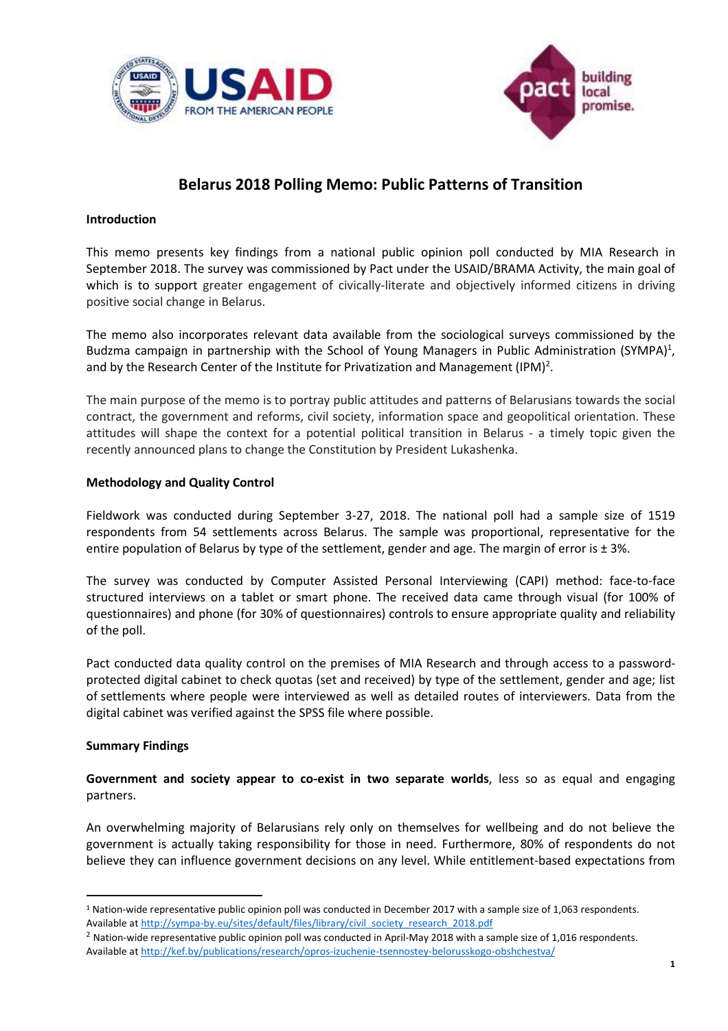# Belarus 2018 Polling Memo: Public Patterns of Transition

## Introduction

This memo presents key findings from a national public opinion poll conducted by MIA Research in September 2018. The survey was commissioned by Pact under the USAID/BRAMA Activity, the main goal of which is to support greater engagement of civically-literate and objectively informed citizens in driving positive social change in Belarus.

The memo also incorporates relevant data available from the sociological surveys commissioned by the Budzma campaign in partnership with the School of Young Managers in Public Administration (SYMPA)[1], and by the Research Center of the Institute for Privatization and Management (IPM)[2].

The main purpose of the memo is to portray public attitudes and patterns of Belarusians towards the social contract, the government and reforms, civil society, information space and geopolitical orientation. These attitudes will shape the context for a potential political transition in Belarus - a timely topic given the recently announced plans to change the Constitution by President Lukashenka.

## Methodology and Quality Control

Fieldwork was conducted during September 3-27, 2018. The national poll had a sample size of 1519 respondents from 54 settlements across Belarus. The sample was proportional, representative for the entire population of Belarus by type of the settlement, gender and age. The margin of error is ± 3%.

The survey was conducted by Computer Assisted Personal Interviewing (CAPI) method: face-to-face structured interviews on a tablet or smart phone. The received data came through visual (for 100% of questionnaires) and phone (for 30% of questionnaires) controls to ensure appropriate quality and reliability of the poll.

Pact conducted data quality control on the premises of MIA Research and through access to a password-protected digital cabinet to check quotas (set and received) by type of the settlement, gender and age; list of settlements where people were interviewed as well as detailed routes of interviewers. Data from the digital cabinet was verified against the SPSS file where possible.

## Summary Findings

**Government and society appear to co-exist in two separate worlds**, less so as equal and engaging partners.

An overwhelming majority of Belarusians rely only on themselves for wellbeing and do not believe the government is actually taking responsibility for those in need. Furthermore, 80% of respondents do not believe they can influence government decisions on any level. While entitlement-based expectations from

---

[1] Nation-wide representative public opinion poll was conducted in December 2017 with a sample size of 1,063 respondents. Available at http://sympa-by.eu/sites/default/files/library/civil_society_research_2018.pdf

[2] Nation-wide representative public opinion poll was conducted in April-May 2018 with a sample size of 1,016 respondents. Available at http://kef.by/publications/research/opros-izuchenie-tsennostey-belorusskogo-obshchestva/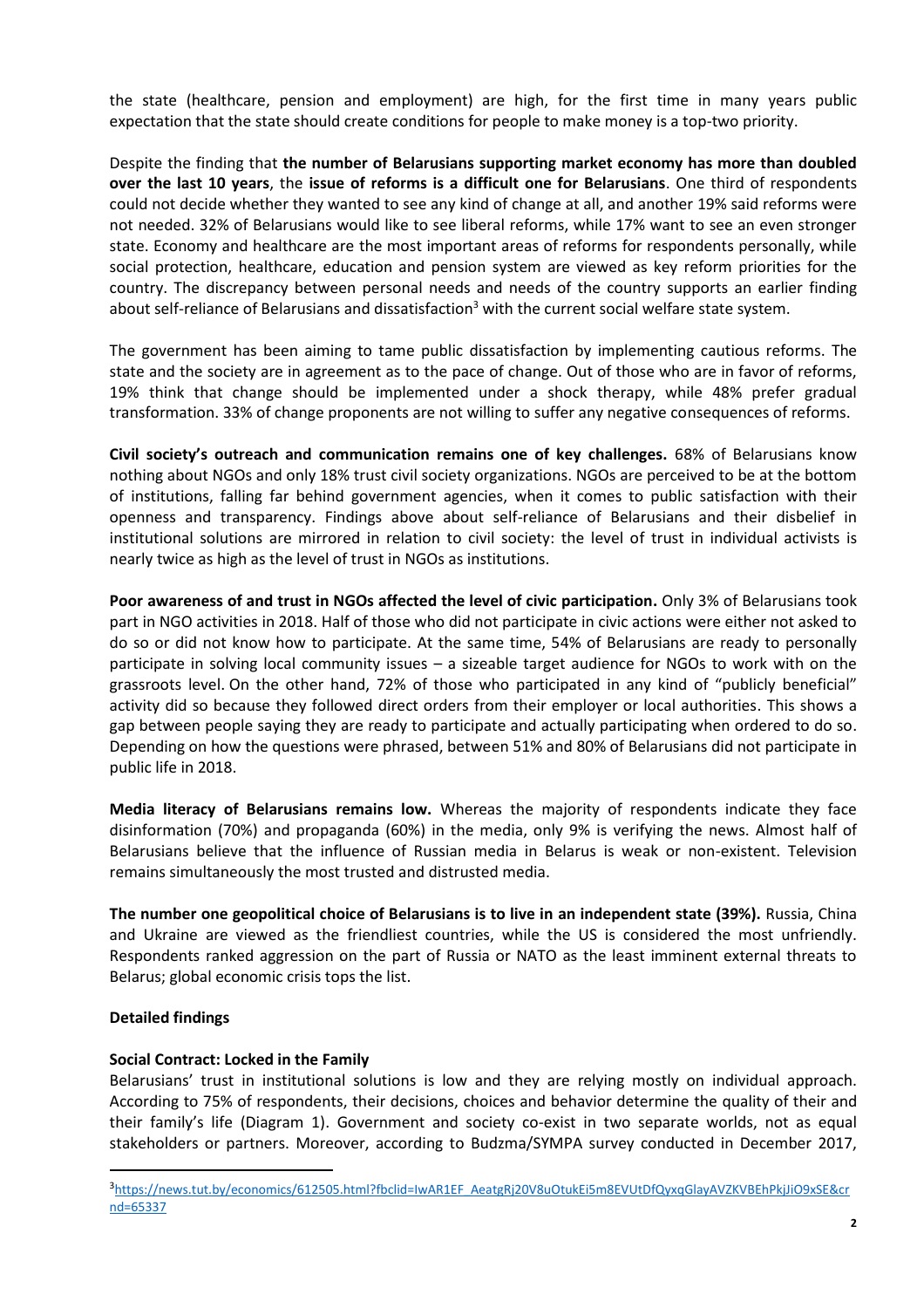the state (healthcare, pension and employment) are high, for the first time in many years public expectation that the state should create conditions for people to make money is a top-two priority.

Despite the finding that **the number of Belarusians supporting market economy has more than doubled over the last 10 years**, the **issue of reforms is a difficult one for Belarusians**. One third of respondents could not decide whether they wanted to see any kind of change at all, and another 19% said reforms were not needed. 32% of Belarusians would like to see liberal reforms, while 17% want to see an even stronger state. Economy and healthcare are the most important areas of reforms for respondents personally, while social protection, healthcare, education and pension system are viewed as key reform priorities for the country. The discrepancy between personal needs and needs of the country supports an earlier finding about self-reliance of Belarusians and dissatisfaction[3] with the current social welfare state system.

The government has been aiming to tame public dissatisfaction by implementing cautious reforms. The state and the society are in agreement as to the pace of change. Out of those who are in favor of reforms, 19% think that change should be implemented under a shock therapy, while 48% prefer gradual transformation. 33% of change proponents are not willing to suffer any negative consequences of reforms.

**Civil society's outreach and communication remains one of key challenges.** 68% of Belarusians know nothing about NGOs and only 18% trust civil society organizations. NGOs are perceived to be at the bottom of institutions, falling far behind government agencies, when it comes to public satisfaction with their openness and transparency. Findings above about self-reliance of Belarusians and their disbelief in institutional solutions are mirrored in relation to civil society: the level of trust in individual activists is nearly twice as high as the level of trust in NGOs as institutions.

**Poor awareness of and trust in NGOs affected the level of civic participation.** Only 3% of Belarusians took part in NGO activities in 2018. Half of those who did not participate in civic actions were either not asked to do so or did not know how to participate. At the same time, 54% of Belarusians are ready to personally participate in solving local community issues – a sizeable target audience for NGOs to work with on the grassroots level. On the other hand, 72% of those who participated in any kind of "publicly beneficial" activity did so because they followed direct orders from their employer or local authorities. This shows a gap between people saying they are ready to participate and actually participating when ordered to do so. Depending on how the questions were phrased, between 51% and 80% of Belarusians did not participate in public life in 2018.

**Media literacy of Belarusians remains low.** Whereas the majority of respondents indicate they face disinformation (70%) and propaganda (60%) in the media, only 9% is verifying the news. Almost half of Belarusians believe that the influence of Russian media in Belarus is weak or non-existent. Television remains simultaneously the most trusted and distrusted media.

**The number one geopolitical choice of Belarusians is to live in an independent state (39%).** Russia, China and Ukraine are viewed as the friendliest countries, while the US is considered the most unfriendly. Respondents ranked aggression on the part of Russia or NATO as the least imminent external threats to Belarus; global economic crisis tops the list.

## Detailed findings

### Social Contract: Locked in the Family

Belarusians' trust in institutional solutions is low and they are relying mostly on individual approach. According to 75% of respondents, their decisions, choices and behavior determine the quality of their and their family's life (Diagram 1). Government and society co-exist in two separate worlds, not as equal stakeholders or partners. Moreover, according to Budzma/SYMPA survey conducted in December 2017,

---

[3] https://news.tut.by/economics/612505.html?fbclid=IwAR1EF_AeatgRj20V8uOtukEi5m8EVUtDfQyxqGlayAVZKVBEhPkjJiO9xSE&crnd=65337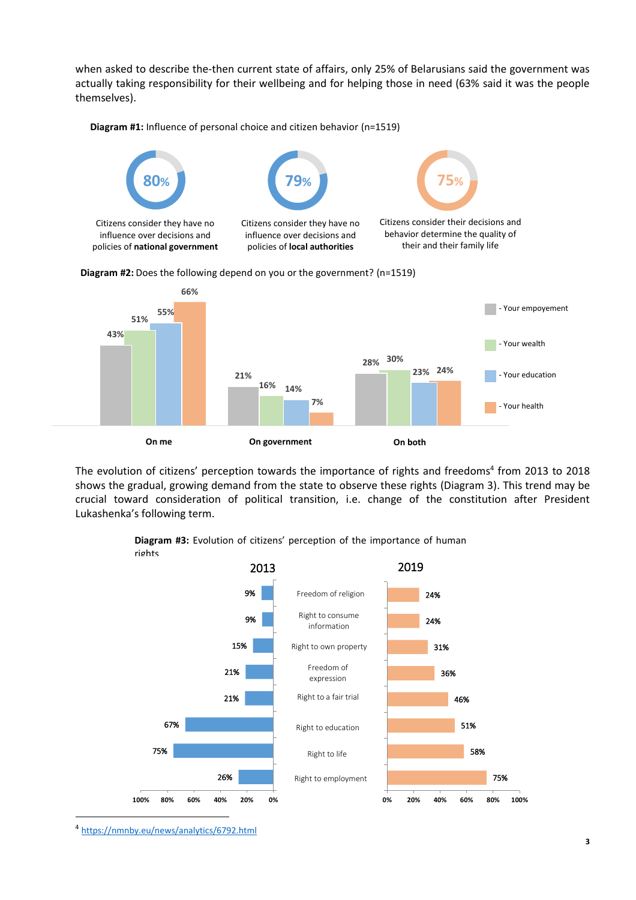when asked to describe the-then current state of affairs, only 25% of Belarusians said the government was actually taking responsibility for their wellbeing and for helping those in need (63% said it was the people themselves).

**Diagram #1:** Influence of personal choice and citizen behavior (n=1519)

| 80% | 79% | 75% |
|---|---|---|
| Citizens consider they have no influence over decisions and policies of **national government** | Citizens consider they have no influence over decisions and policies of **local authorities** | Citizens consider their decisions and behavior determine the quality of their and their family life |

**Diagram #2:** Does the following depend on you or the government? (n=1519)

| | On me | On government | On both |
|---|---|---|---|
| Your empoyement | 43% | 21% | 28% |
| Your wealth | 51% | 16% | 30% |
| Your education | 55% | 14% | 23% |
| Your health | 66% | 7% | 24% |

The evolution of citizens' perception towards the importance of rights and freedoms[4] from 2013 to 2018 shows the gradual, growing demand from the state to observe these rights (Diagram 3). This trend may be crucial toward consideration of political transition, i.e. change of the constitution after President Lukashenka's following term.

**Diagram #3:** Evolution of citizens' perception of the importance of human rights

| | 2013 | 2019 |
|---|---|---|
| Freedom of religion | 9% | 24% |
| Right to consume information | 9% | 24% |
| Right to own property | 15% | 31% |
| Freedom of expression | 21% | 36% |
| Right to a fair trial | 21% | 46% |
| Right to education | 67% | 51% |
| Right to life | 75% | 58% |
| Right to employment | 26% | 75% |

[4] https://nmnby.eu/news/analytics/6792.html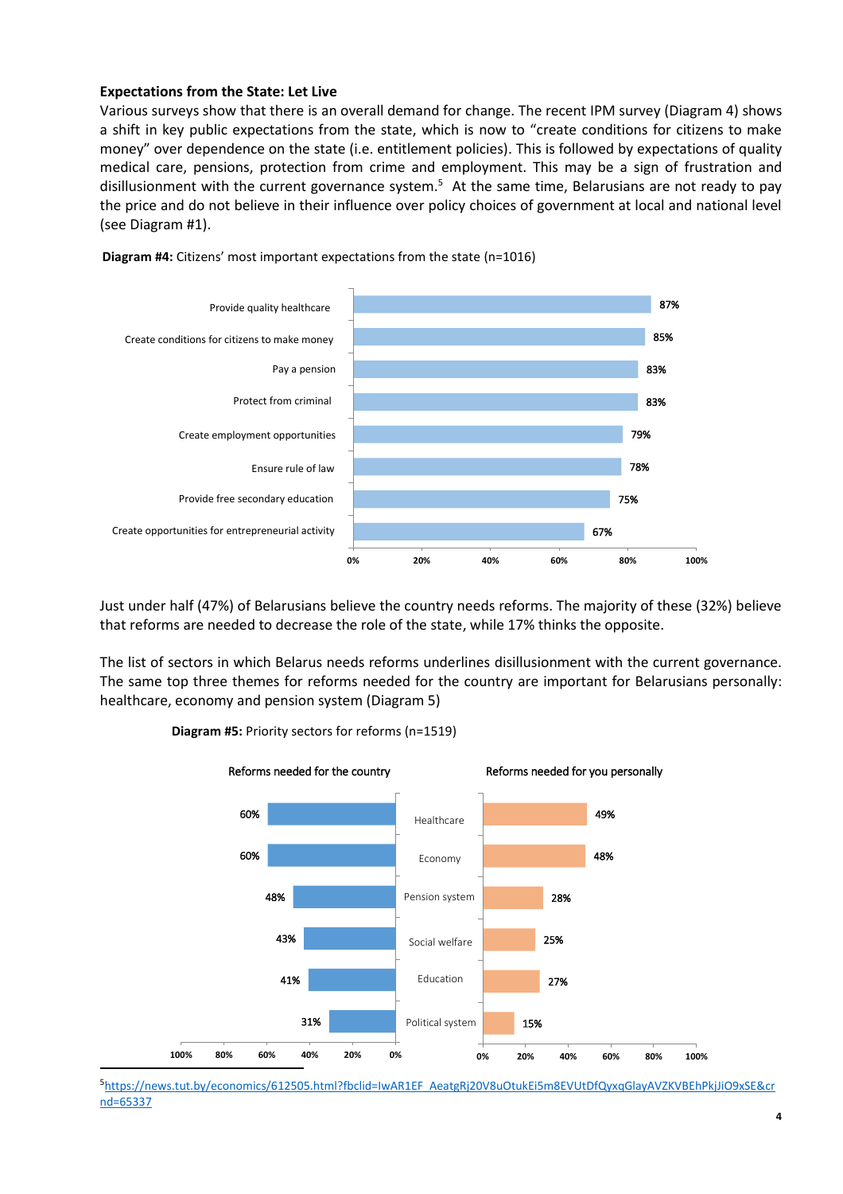**Expectations from the State: Let Live**

Various surveys show that there is an overall demand for change. The recent IPM survey (Diagram 4) shows a shift in key public expectations from the state, which is now to "create conditions for citizens to make money" over dependence on the state (i.e. entitlement policies). This is followed by expectations of quality medical care, pensions, protection from crime and employment. This may be a sign of frustration and disillusionment with the current governance system.[5] At the same time, Belarusians are not ready to pay the price and do not believe in their influence over policy choices of government at local and national level (see Diagram #1).

**Diagram #4:** Citizens' most important expectations from the state (n=1016)

| Expectation | % |
|---|---|
| Provide quality healthcare | 87% |
| Create conditions for citizens to make money | 85% |
| Pay a pension | 83% |
| Protect from criminal | 83% |
| Create employment opportunities | 79% |
| Ensure rule of law | 78% |
| Provide free secondary education | 75% |
| Create opportunities for entrepreneurial activity | 67% |

Just under half (47%) of Belarusians believe the country needs reforms. The majority of these (32%) believe that reforms are needed to decrease the role of the state, while 17% thinks the opposite.

The list of sectors in which Belarus needs reforms underlines disillusionment with the current governance. The same top three themes for reforms needed for the country are important for Belarusians personally: healthcare, economy and pension system (Diagram 5)

**Diagram #5:** Priority sectors for reforms (n=1519)

| Sector | Reforms needed for the country | Reforms needed for you personally |
|---|---|---|
| Healthcare | 60% | 49% |
| Economy | 60% | 48% |
| Pension system | 48% | 28% |
| Social welfare | 43% | 25% |
| Education | 41% | 27% |
| Political system | 31% | 15% |

[5] https://news.tut.by/economics/612505.html?fbclid=IwAR1EF_AeatgRj20V8uOtukEi5m8EVUtDfQyxqGlayAVZKVBEhPkjJiO9xSE&crnd=65337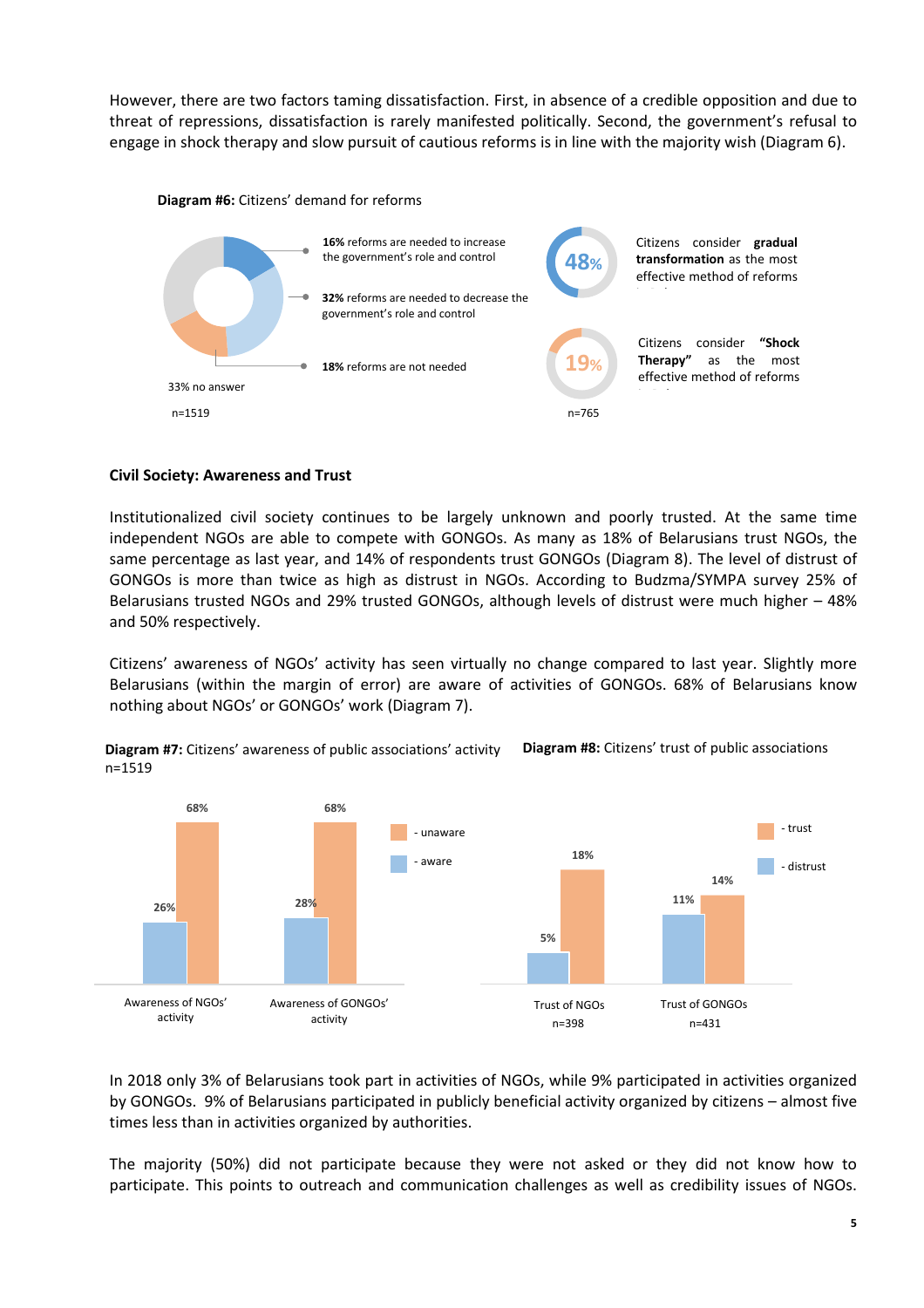However, there are two factors taming dissatisfaction. First, in absence of a credible opposition and due to threat of repressions, dissatisfaction is rarely manifested politically. Second, the government's refusal to engage in shock therapy and slow pursuit of cautious reforms is in line with the majority wish (Diagram 6).

**Diagram #6:** Citizens' demand for reforms

**16%** reforms are needed to increase the government's role and control

**32%** reforms are needed to decrease the government's role and control

**18%** reforms are not needed

33% no answer

n=1519

48% Citizens consider **gradual transformation** as the most effective method of reforms

19% Citizens consider **"Shock Therapy"** as the most effective method of reforms

n=765

### Civil Society: Awareness and Trust

Institutionalized civil society continues to be largely unknown and poorly trusted. At the same time independent NGOs are able to compete with GONGOs. As many as 18% of Belarusians trust NGOs, the same percentage as last year, and 14% of respondents trust GONGOs (Diagram 8). The level of distrust of GONGOs is more than twice as high as distrust in NGOs. According to Budzma/SYMPA survey 25% of Belarusians trusted NGOs and 29% trusted GONGOs, although levels of distrust were much higher – 48% and 50% respectively.

Citizens' awareness of NGOs' activity has seen virtually no change compared to last year. Slightly more Belarusians (within the margin of error) are aware of activities of GONGOs. 68% of Belarusians know nothing about NGOs' or GONGOs' work (Diagram 7).

**Diagram #7:** Citizens' awareness of public associations' activity n=1519

| | aware | unaware |
|---|---|---|
| Awareness of NGOs' activity | 26% | 68% |
| Awareness of GONGOs' activity | 28% | 68% |

**Diagram #8:** Citizens' trust of public associations

| | distrust | trust |
|---|---|---|
| Trust of NGOs n=398 | 5% | 18% |
| Trust of GONGOs n=431 | 11% | 14% |

In 2018 only 3% of Belarusians took part in activities of NGOs, while 9% participated in activities organized by GONGOs. 9% of Belarusians participated in publicly beneficial activity organized by citizens – almost five times less than in activities organized by authorities.

The majority (50%) did not participate because they were not asked or they did not know how to participate. This points to outreach and communication challenges as well as credibility issues of NGOs.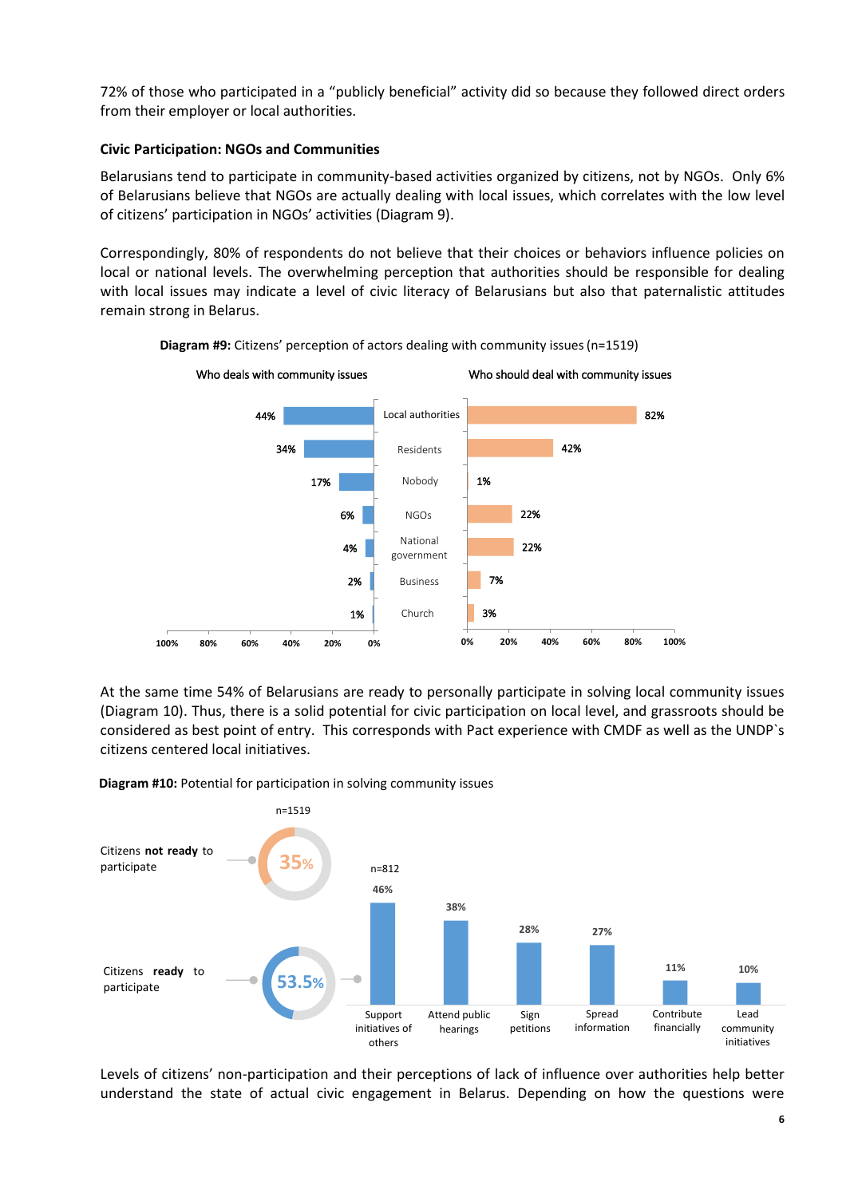72% of those who participated in a "publicly beneficial" activity did so because they followed direct orders from their employer or local authorities.

**Civic Participation: NGOs and Communities**

Belarusians tend to participate in community-based activities organized by citizens, not by NGOs. Only 6% of Belarusians believe that NGOs are actually dealing with local issues, which correlates with the low level of citizens' participation in NGOs' activities (Diagram 9).

Correspondingly, 80% of respondents do not believe that their choices or behaviors influence policies on local or national levels. The overwhelming perception that authorities should be responsible for dealing with local issues may indicate a level of civic literacy of Belarusians but also that paternalistic attitudes remain strong in Belarus.

**Diagram #9:** Citizens' perception of actors dealing with community issues (n=1519)

| Who deals with community issues | Actor | Who should deal with community issues |
|---|---|---|
| 44% | Local authorities | 82% |
| 34% | Residents | 42% |
| 17% | Nobody | 1% |
| 6% | NGOs | 22% |
| 4% | National government | 22% |
| 2% | Business | 7% |
| 1% | Church | 3% |

At the same time 54% of Belarusians are ready to personally participate in solving local community issues (Diagram 10). Thus, there is a solid potential for civic participation on local level, and grassroots should be considered as best point of entry. This corresponds with Pact experience with CMDF as well as the UNDP`s citizens centered local initiatives.

**Diagram #10:** Potential for participation in solving community issues

n=1519

- Citizens **not ready** to participate: 35%
- Citizens **ready** to participate: 53.5%

n=812

| Support initiatives of others | Attend public hearings | Sign petitions | Spread information | Contribute financially | Lead community initiatives |
|---|---|---|---|---|---|
| 46% | 38% | 28% | 27% | 11% | 10% |

Levels of citizens' non-participation and their perceptions of lack of influence over authorities help better understand the state of actual civic engagement in Belarus. Depending on how the questions were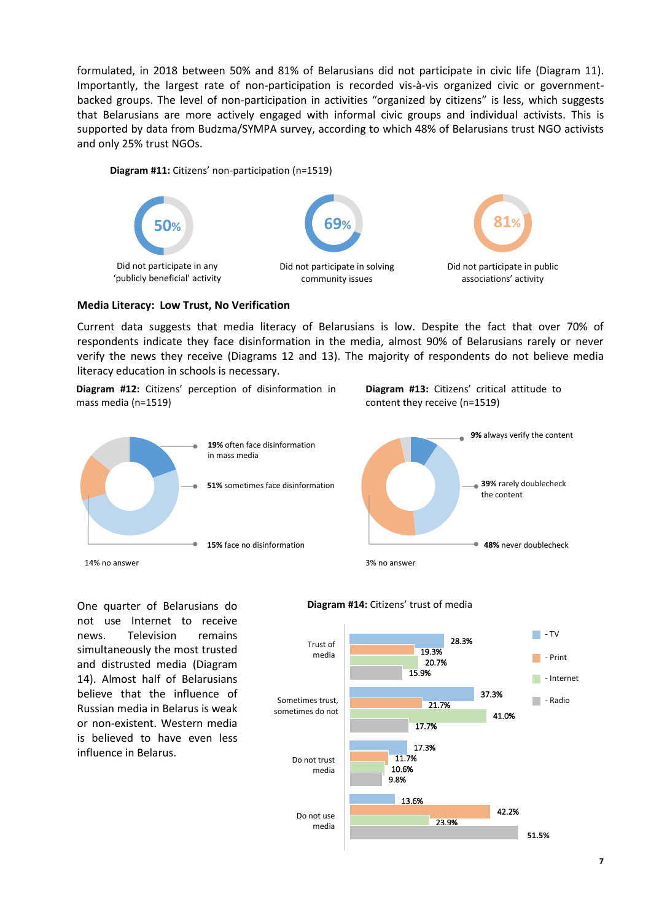formulated, in 2018 between 50% and 81% of Belarusians did not participate in civic life (Diagram 11). Importantly, the largest rate of non-participation is recorded vis-à-vis organized civic or government-backed groups. The level of non-participation in activities "organized by citizens" is less, which suggests that Belarusians are more actively engaged with informal civic groups and individual activists. This is supported by data from Budzma/SYMPA survey, according to which 48% of Belarusians trust NGO activists and only 25% trust NGOs.

**Diagram #11:** Citizens' non-participation (n=1519)

- 50% — Did not participate in any 'publicly beneficial' activity
- 69% — Did not participate in solving community issues
- 81% — Did not participate in public associations' activity

### Media Literacy: Low Trust, No Verification

Current data suggests that media literacy of Belarusians is low. Despite the fact that over 70% of respondents indicate they face disinformation in the media, almost 90% of Belarusians rarely or never verify the news they receive (Diagrams 12 and 13). The majority of respondents do not believe media literacy education in schools is necessary.

**Diagram #12:** Citizens' perception of disinformation in mass media (n=1519)

- **19%** often face disinformation in mass media
- **51%** sometimes face disinformation
- **15%** face no disinformation
- 14% no answer

**Diagram #13:** Citizens' critical attitude to content they receive (n=1519)

- **9%** always verify the content
- **39%** rarely doublecheck the content
- **48%** never doublecheck
- 3% no answer

One quarter of Belarusians do not use Internet to receive news. Television remains simultaneously the most trusted and distrusted media (Diagram 14). Almost half of Belarusians believe that the influence of Russian media in Belarus is weak or non-existent. Western media is believed to have even less influence in Belarus.

**Diagram #14:** Citizens' trust of media

| | TV | Print | Internet | Radio |
|---|---|---|---|---|
| Trust of media | 28.3% | 19.3% | 20.7% | 15.9% |
| Sometimes trust, sometimes do not | 37.3% | 21.7% | 41.0% | 17.7% |
| Do not trust media | 17.3% | 11.7% | 10.6% | 9.8% |
| Do not use media | 13.6% | 42.2% | 23.9% | 51.5% |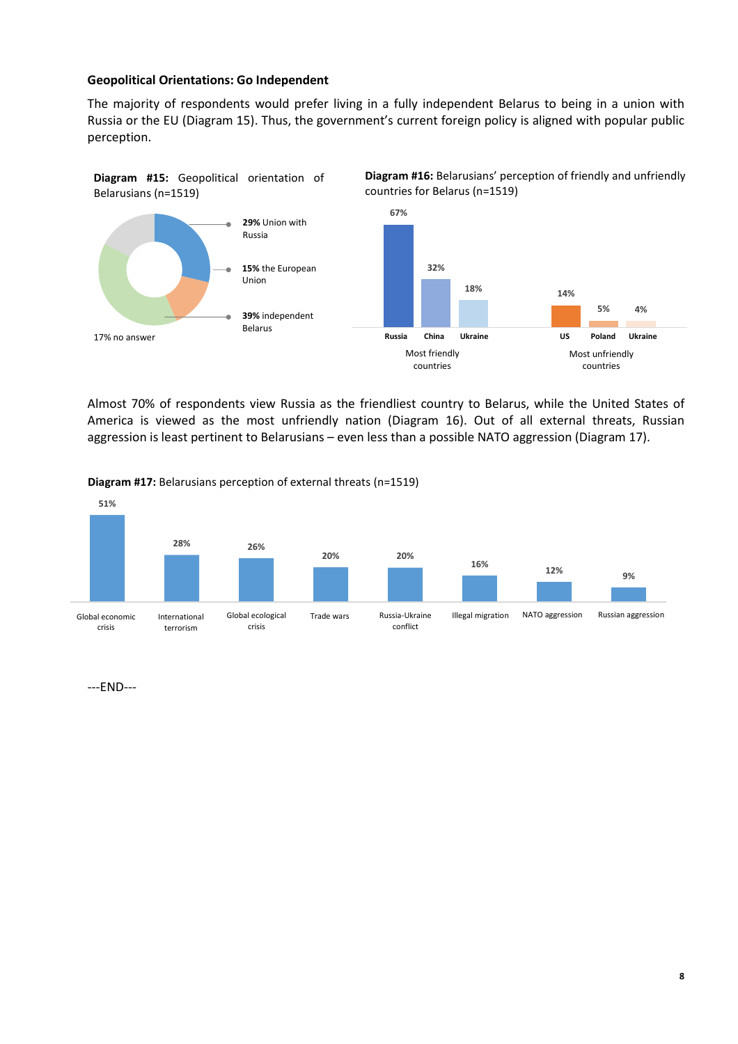**Geopolitical Orientations: Go Independent**

The majority of respondents would prefer living in a fully independent Belarus to being in a union with Russia or the EU (Diagram 15). Thus, the government's current foreign policy is aligned with popular public perception.

**Diagram #15:** Geopolitical orientation of Belarusians (n=1519)

29% Union with Russia

15% the European Union

39% independent Belarus

17% no answer

**Diagram #16:** Belarusians' perception of friendly and unfriendly countries for Belarus (n=1519)

67%
32%
18%
14%
5%
4%

Russia
China
Ukraine
US
Poland
Ukraine

Most friendly countries

Most unfriendly countries

Almost 70% of respondents view Russia as the friendliest country to Belarus, while the United States of America is viewed as the most unfriendly nation (Diagram 16). Out of all external threats, Russian aggression is least pertinent to Belarusians – even less than a possible NATO aggression (Diagram 17).

**Diagram #17:** Belarusians perception of external threats (n=1519)

51%
28%
26%
20%
20%
16%
12%
9%

Global economic crisis
International terrorism
Global ecological crisis
Trade wars
Russia-Ukraine conflict
Illegal migration
NATO aggression
Russian aggression

---END---